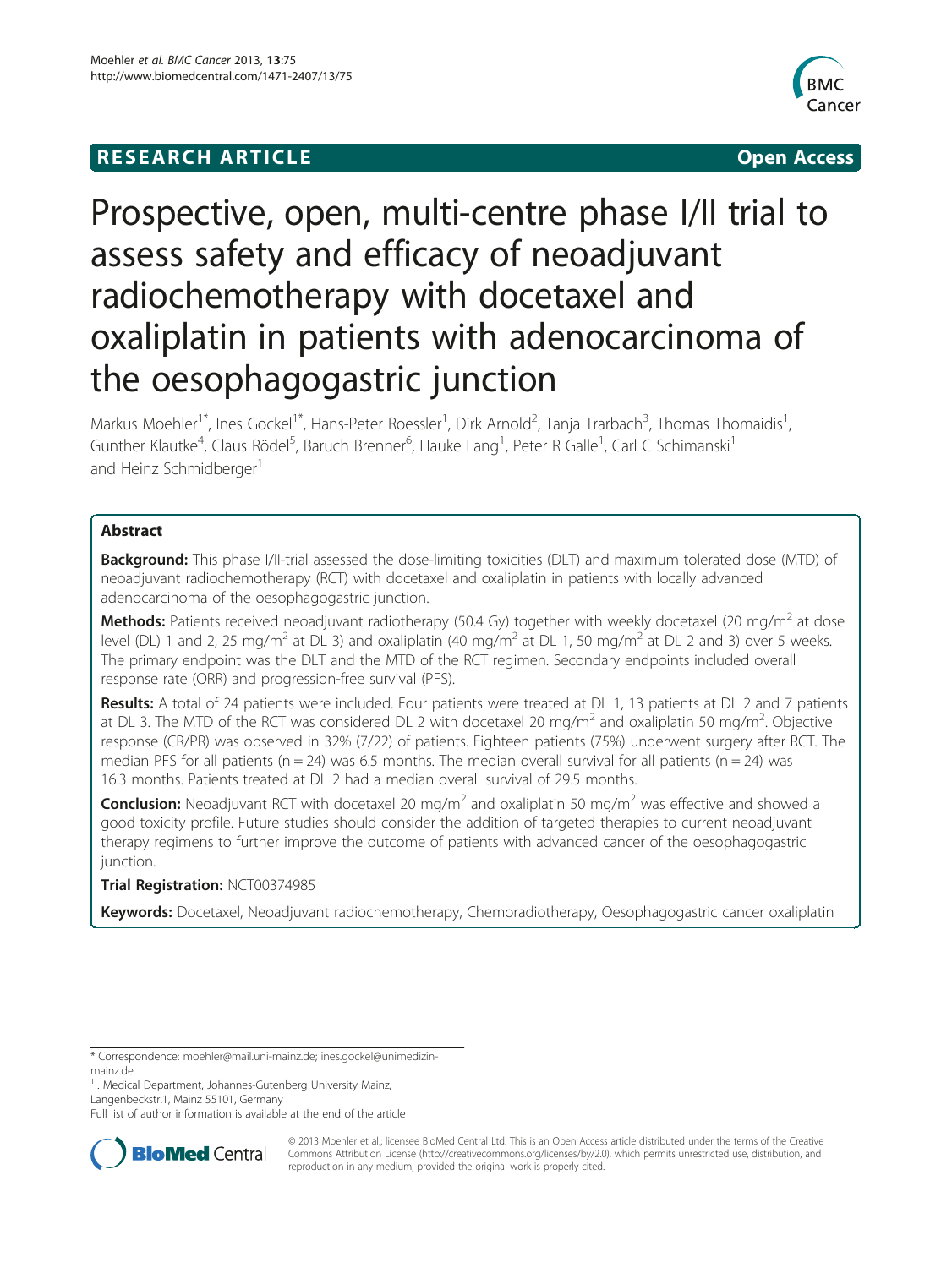RESEARCH ARTICLE Open Access

# Prospective, open, multi-centre phase I/II trial to assess safety and efficacy of neoadjuvant radiochemotherapy with docetaxel and oxaliplatin in patients with adenocarcinoma of the oesophagogastric junction

Markus Moehler[1*], Ines Gockel[1*], Hans-Peter Roessler[1], Dirk Arnold[2], Tanja Trarbach[3], Thomas Thomaidis[1], Gunther Klautke[4], Claus Rödel[5], Baruch Brenner[6], Hauke Lang[1], Peter R Galle[1], Carl C Schimanski[1] and Heinz Schmidberger[1]

## Abstract

**Background:** This phase I/II-trial assessed the dose-limiting toxicities (DLT) and maximum tolerated dose (MTD) of neoadjuvant radiochemotherapy (RCT) with docetaxel and oxaliplatin in patients with locally advanced adenocarcinoma of the oesophagogastric junction.

**Methods:** Patients received neoadjuvant radiotherapy (50.4 Gy) together with weekly docetaxel (20 mg/m$^2$ at dose level (DL) 1 and 2, 25 mg/m$^2$ at DL 3) and oxaliplatin (40 mg/m$^2$ at DL 1, 50 mg/m$^2$ at DL 2 and 3) over 5 weeks. The primary endpoint was the DLT and the MTD of the RCT regimen. Secondary endpoints included overall response rate (ORR) and progression-free survival (PFS).

**Results:** A total of 24 patients were included. Four patients were treated at DL 1, 13 patients at DL 2 and 7 patients at DL 3. The MTD of the RCT was considered DL 2 with docetaxel 20 mg/m$^2$ and oxaliplatin 50 mg/m$^2$. Objective response (CR/PR) was observed in 32% (7/22) of patients. Eighteen patients (75%) underwent surgery after RCT. The median PFS for all patients (n = 24) was 6.5 months. The median overall survival for all patients (n = 24) was 16.3 months. Patients treated at DL 2 had a median overall survival of 29.5 months.

**Conclusion:** Neoadjuvant RCT with docetaxel 20 mg/m$^2$ and oxaliplatin 50 mg/m$^2$ was effective and showed a good toxicity profile. Future studies should consider the addition of targeted therapies to current neoadjuvant therapy regimens to further improve the outcome of patients with advanced cancer of the oesophagogastric junction.

**Trial Registration:** NCT00374985

**Keywords:** Docetaxel, Neoadjuvant radiochemotherapy, Chemoradiotherapy, Oesophagogastric cancer oxaliplatin

\* Correspondence: moehler@mail.uni-mainz.de; ines.gockel@unimedizin-mainz.de

[1]I. Medical Department, Johannes-Gutenberg University Mainz, Langenbeckstr.1, Mainz 55101, Germany

Full list of author information is available at the end of the article

© 2013 Moehler et al.; licensee BioMed Central Ltd. This is an Open Access article distributed under the terms of the Creative Commons Attribution License (http://creativecommons.org/licenses/by/2.0), which permits unrestricted use, distribution, and reproduction in any medium, provided the original work is properly cited.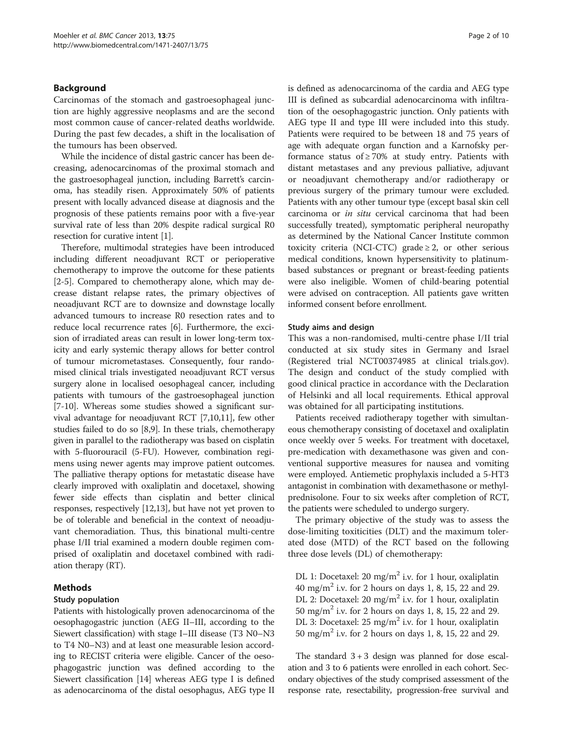## Background

Carcinomas of the stomach and gastroesophageal junction are highly aggressive neoplasms and are the second most common cause of cancer-related deaths worldwide. During the past few decades, a shift in the localisation of the tumours has been observed.

While the incidence of distal gastric cancer has been decreasing, adenocarcinomas of the proximal stomach and the gastroesophageal junction, including Barrett's carcinoma, has steadily risen. Approximately 50% of patients present with locally advanced disease at diagnosis and the prognosis of these patients remains poor with a five-year survival rate of less than 20% despite radical surgical R0 resection for curative intent [1].

Therefore, multimodal strategies have been introduced including different neoadjuvant RCT or perioperative chemotherapy to improve the outcome for these patients [2-5]. Compared to chemotherapy alone, which may decrease distant relapse rates, the primary objectives of neoadjuvant RCT are to downsize and downstage locally advanced tumours to increase R0 resection rates and to reduce local recurrence rates [6]. Furthermore, the excision of irradiated areas can result in lower long-term toxicity and early systemic therapy allows for better control of tumour micrometastases. Consequently, four randomised clinical trials investigated neoadjuvant RCT versus surgery alone in localised oesophageal cancer, including patients with tumours of the gastroesophageal junction [7-10]. Whereas some studies showed a significant survival advantage for neoadjuvant RCT [7,10,11], few other studies failed to do so [8,9]. In these trials, chemotherapy given in parallel to the radiotherapy was based on cisplatin with 5-fluorouracil (5-FU). However, combination regimens using newer agents may improve patient outcomes. The palliative therapy options for metastatic disease have clearly improved with oxaliplatin and docetaxel, showing fewer side effects than cisplatin and better clinical responses, respectively [12,13], but have not yet proven to be of tolerable and beneficial in the context of neoadjuvant chemoradiation. Thus, this binational multi-centre phase I/II trial examined a modern double regimen comprised of oxaliplatin and docetaxel combined with radiation therapy (RT).

## Methods

### Study population

Patients with histologically proven adenocarcinoma of the oesophagogastric junction (AEG II–III, according to the Siewert classification) with stage I–III disease (T3 N0–N3 to T4 N0–N3) and at least one measurable lesion according to RECIST criteria were eligible. Cancer of the oesophagogastric junction was defined according to the Siewert classification [14] whereas AEG type I is defined as adenocarcinoma of the distal oesophagus, AEG type II is defined as adenocarcinoma of the cardia and AEG type III is defined as subcardial adenocarcinoma with infiltration of the oesophagogastric junction. Only patients with AEG type II and type III were included into this study. Patients were required to be between 18 and 75 years of age with adequate organ function and a Karnofsky performance status of $\geq 70\%$ at study entry. Patients with distant metastases and any previous palliative, adjuvant or neoadjuvant chemotherapy and/or radiotherapy or previous surgery of the primary tumour were excluded. Patients with any other tumour type (except basal skin cell carcinoma or *in situ* cervical carcinoma that had been successfully treated), symptomatic peripheral neuropathy as determined by the National Cancer Institute common toxicity criteria (NCI-CTC) grade $\geq 2$, or other serious medical conditions, known hypersensitivity to platinum-based substances or pregnant or breast-feeding patients were also ineligible. Women of child-bearing potential were advised on contraception. All patients gave written informed consent before enrollment.

### Study aims and design

This was a non-randomised, multi-centre phase I/II trial conducted at six study sites in Germany and Israel (Registered trial NCT00374985 at clinical trials.gov). The design and conduct of the study complied with good clinical practice in accordance with the Declaration of Helsinki and all local requirements. Ethical approval was obtained for all participating institutions.

Patients received radiotherapy together with simultaneous chemotherapy consisting of docetaxel and oxaliplatin once weekly over 5 weeks. For treatment with docetaxel, pre-medication with dexamethasone was given and conventional supportive measures for nausea and vomiting were employed. Antiemetic prophylaxis included a 5-HT3 antagonist in combination with dexamethasone or methylprednisolone. Four to six weeks after completion of RCT, the patients were scheduled to undergo surgery.

The primary objective of the study was to assess the dose-limiting toxicities (DLT) and the maximum tolerated dose (MTD) of the RCT based on the following three dose levels (DL) of chemotherapy:

DL 1: Docetaxel: 20 $mg/m^2$ i.v. for 1 hour, oxaliplatin 40 $mg/m^2$ i.v. for 2 hours on days 1, 8, 15, 22 and 29.
DL 2: Docetaxel: 20 $mg/m^2$ i.v. for 1 hour, oxaliplatin 50 $mg/m^2$ i.v. for 2 hours on days 1, 8, 15, 22 and 29.
DL 3: Docetaxel: 25 $mg/m^2$ i.v. for 1 hour, oxaliplatin 50 $mg/m^2$ i.v. for 2 hours on days 1, 8, 15, 22 and 29.

The standard 3 + 3 design was planned for dose escalation and 3 to 6 patients were enrolled in each cohort. Secondary objectives of the study comprised assessment of the response rate, resectability, progression-free survival and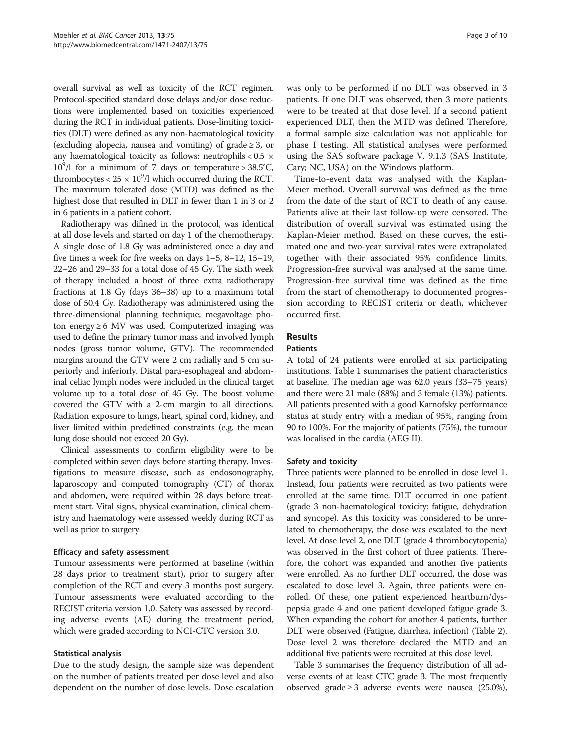overall survival as well as toxicity of the RCT regimen. Protocol-specified standard dose delays and/or dose reductions were implemented based on toxicities experienced during the RCT in individual patients. Dose-limiting toxicities (DLT) were defined as any non-haematological toxicity (excluding alopecia, nausea and vomiting) of grade ≥ 3, or any haematological toxicity as follows: neutrophils < 0.5 × $10^9$/l for a minimum of 7 days or temperature > 38.5°C, thrombocytes < 25 × $10^9$/l which occurred during the RCT. The maximum tolerated dose (MTD) was defined as the highest dose that resulted in DLT in fewer than 1 in 3 or 2 in 6 patients in a patient cohort.

Radiotherapy was difined in the protocol, was identical at all dose levels and started on day 1 of the chemotherapy. A single dose of 1.8 Gy was administered once a day and five times a week for five weeks on days 1–5, 8–12, 15–19, 22–26 and 29–33 for a total dose of 45 Gy. The sixth week of therapy included a boost of three extra radiotherapy fractions at 1.8 Gy (days 36–38) up to a maximum total dose of 50.4 Gy. Radiotherapy was administered using the three-dimensional planning technique; megavoltage photon energy ≥ 6 MV was used. Computerized imaging was used to define the primary tumor mass and involved lymph nodes (gross tumor volume, GTV). The recommended margins around the GTV were 2 cm radially and 5 cm superiorly and inferiorly. Distal para-esophageal and abdominal celiac lymph nodes were included in the clinical target volume up to a total dose of 45 Gy. The boost volume covered the GTV with a 2-cm margin to all directions. Radiation exposure to lungs, heart, spinal cord, kidney, and liver limited within predefined constraints (e.g. the mean lung dose should not exceed 20 Gy).

Clinical assessments to confirm eligibility were to be completed within seven days before starting therapy. Investigations to measure disease, such as endosonography, laparoscopy and computed tomography (CT) of thorax and abdomen, were required within 28 days before treatment start. Vital signs, physical examination, clinical chemistry and haematology were assessed weekly during RCT as well as prior to surgery.

#### Efficacy and safety assessment

Tumour assessments were performed at baseline (within 28 days prior to treatment start), prior to surgery after completion of the RCT and every 3 months post surgery. Tumour assessments were evaluated according to the RECIST criteria version 1.0. Safety was assessed by recording adverse events (AE) during the treatment period, which were graded according to NCI-CTC version 3.0.

#### Statistical analysis

Due to the study design, the sample size was dependent on the number of patients treated per dose level and also dependent on the number of dose levels. Dose escalation was only to be performed if no DLT was observed in 3 patients. If one DLT was observed, then 3 more patients were to be treated at that dose level. If a second patient experienced DLT, then the MTD was defined Therefore, a formal sample size calculation was not applicable for phase I testing. All statistical analyses were performed using the SAS software package V. 9.1.3 (SAS Institute, Cary; NC, USA) on the Windows platform.

Time-to-event data was analysed with the Kaplan-Meier method. Overall survival was defined as the time from the date of the start of RCT to death of any cause. Patients alive at their last follow-up were censored. The distribution of overall survival was estimated using the Kaplan-Meier method. Based on these curves, the estimated one and two-year survival rates were extrapolated together with their associated 95% confidence limits. Progression-free survival was analysed at the same time. Progression-free survival time was defined as the time from the start of chemotherapy to documented progression according to RECIST criteria or death, whichever occurred first.

## Results

### Patients

A total of 24 patients were enrolled at six participating institutions. Table 1 summarises the patient characteristics at baseline. The median age was 62.0 years (33–75 years) and there were 21 male (88%) and 3 female (13%) patients. All patients presented with a good Karnofsky performance status at study entry with a median of 95%, ranging from 90 to 100%. For the majority of patients (75%), the tumour was localised in the cardia (AEG II).

#### Safety and toxicity

Three patients were planned to be enrolled in dose level 1. Instead, four patients were recruited as two patients were enrolled at the same time. DLT occurred in one patient (grade 3 non-haematological toxicity: fatigue, dehydration and syncope). As this toxicity was considered to be unrelated to chemotherapy, the dose was escalated to the next level. At dose level 2, one DLT (grade 4 thrombocytopenia) was observed in the first cohort of three patients. Therefore, the cohort was expanded and another five patients were enrolled. As no further DLT occurred, the dose was escalated to dose level 3. Again, three patients were enrolled. Of these, one patient experienced heartburn/dyspepsia grade 4 and one patient developed fatigue grade 3. When expanding the cohort for another 4 patients, further DLT were observed (Fatigue, diarrhea, infection) (Table 2). Dose level 2 was therefore declared the MTD and an additional five patients were recruited at this dose level.

Table 3 summarises the frequency distribution of all adverse events of at least CTC grade 3. The most frequently observed grade ≥ 3 adverse events were nausea (25.0%),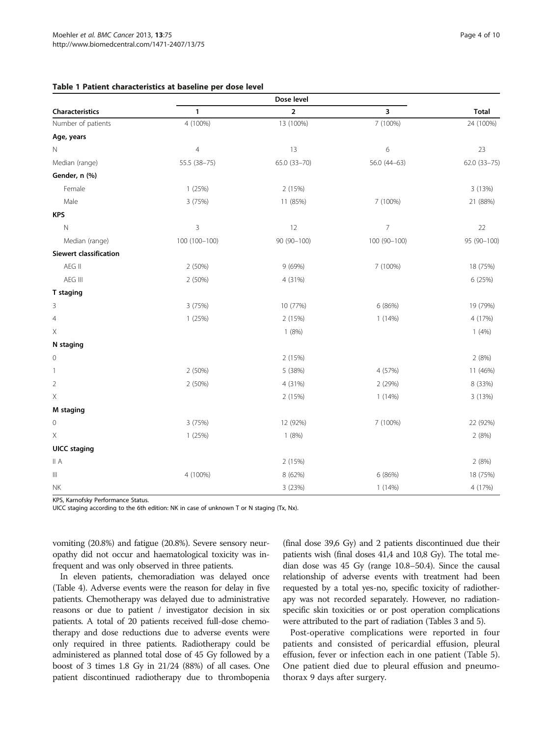**Table 1 Patient characteristics at baseline per dose level**

| Characteristics | Dose level | | | Total |
|---|---|---|---|---|
| | 1 | 2 | 3 | |
| Number of patients | 4 (100%) | 13 (100%) | 7 (100%) | 24 (100%) |
| **Age, years** | | | | |
| N | 4 | 13 | 6 | 23 |
| Median (range) | 55.5 (38–75) | 65.0 (33–70) | 56.0 (44–63) | 62.0 (33–75) |
| **Gender, n (%)** | | | | |
| Female | 1 (25%) | 2 (15%) | | 3 (13%) |
| Male | 3 (75%) | 11 (85%) | 7 (100%) | 21 (88%) |
| **KPS** | | | | |
| N | 3 | 12 | 7 | 22 |
| Median (range) | 100 (100–100) | 90 (90–100) | 100 (90–100) | 95 (90–100) |
| **Siewert classification** | | | | |
| AEG II | 2 (50%) | 9 (69%) | 7 (100%) | 18 (75%) |
| AEG III | 2 (50%) | 4 (31%) | | 6 (25%) |
| **T staging** | | | | |
| 3 | 3 (75%) | 10 (77%) | 6 (86%) | 19 (79%) |
| 4 | 1 (25%) | 2 (15%) | 1 (14%) | 4 (17%) |
| X | | 1 (8%) | | 1 (4%) |
| **N staging** | | | | |
| 0 | | 2 (15%) | | 2 (8%) |
| 1 | 2 (50%) | 5 (38%) | 4 (57%) | 11 (46%) |
| 2 | 2 (50%) | 4 (31%) | 2 (29%) | 8 (33%) |
| X | | 2 (15%) | 1 (14%) | 3 (13%) |
| **M staging** | | | | |
| 0 | 3 (75%) | 12 (92%) | 7 (100%) | 22 (92%) |
| X | 1 (25%) | 1 (8%) | | 2 (8%) |
| **UICC staging** | | | | |
| II A | | 2 (15%) | | 2 (8%) |
| III | 4 (100%) | 8 (62%) | 6 (86%) | 18 (75%) |
| NK | | 3 (23%) | 1 (14%) | 4 (17%) |

KPS, Karnofsky Performance Status.
UICC staging according to the 6th edition: NK in case of unknown T or N staging (Tx, Nx).

vomiting (20.8%) and fatigue (20.8%). Severe sensory neuropathy did not occur and haematological toxicity was infrequent and was only observed in three patients.

In eleven patients, chemoradiation was delayed once (Table 4). Adverse events were the reason for delay in five patients. Chemotherapy was delayed due to administrative reasons or due to patient / investigator decision in six patients. A total of 20 patients received full-dose chemotherapy and dose reductions due to adverse events were only required in three patients. Radiotherapy could be administered as planned total dose of 45 Gy followed by a boost of 3 times 1.8 Gy in 21/24 (88%) of all cases. One patient discontinued radiotherapy due to thrombopenia (final dose 39,6 Gy) and 2 patients discontinued due their patients wish (final doses 41,4 and 10,8 Gy). The total median dose was 45 Gy (range 10.8–50.4). Since the causal relationship of adverse events with treatment had been requested by a total yes-no, specific toxicity of radiotherapy was not recorded separately. However, no radiation-specific skin toxicities or or post operation complications were attributed to the part of radiation (Tables 3 and 5).

Post-operative complications were reported in four patients and consisted of pericardial effusion, pleural effusion, fever or infection each in one patient (Table 5). One patient died due to pleural effusion and pneumothorax 9 days after surgery.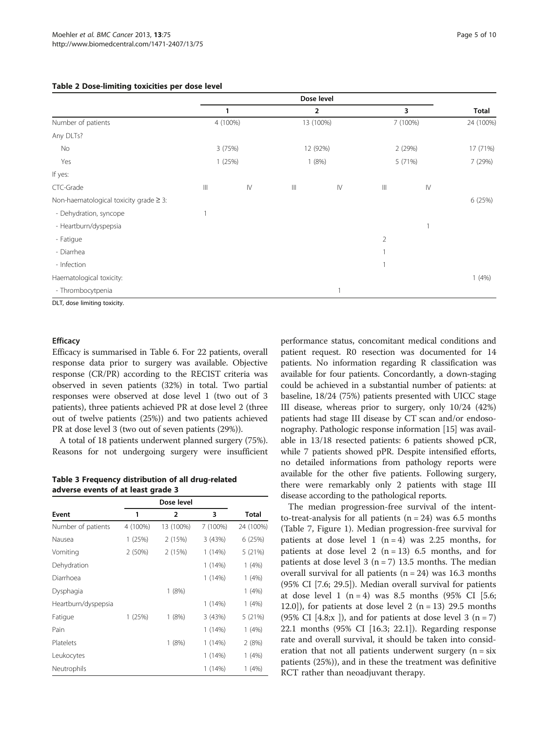**Table 2 Dose-limiting toxicities per dose level**

| | Dose level | | | | | | |
|---|---|---|---|---|---|---|---|
| | 1 | | 2 | | 3 | | Total |
| Number of patients | 4 (100%) | | 13 (100%) | | 7 (100%) | | 24 (100%) |
| Any DLTs? | | | | | | | |
| No | 3 (75%) | | 12 (92%) | | 2 (29%) | | 17 (71%) |
| Yes | 1 (25%) | | 1 (8%) | | 5 (71%) | | 7 (29%) |
| If yes: | | | | | | | |
| CTC-Grade | III | IV | III | IV | III | IV | |
| Non-haematological toxicity grade ≥ 3: | | | | | | | 6 (25%) |
| - Dehydration, syncope | 1 | | | | | | |
| - Heartburn/dyspepsia | | | | | | 1 | |
| - Fatigue | | | | | 2 | | |
| - Diarrhea | | | | | 1 | | |
| - Infection | | | | | 1 | | |
| Haematological toxicity: | | | | | | | 1 (4%) |
| - Thrombocytopenia | | | | 1 | | | |

DLT, dose limiting toxicity.

### Efficacy

Efficacy is summarised in Table 6. For 22 patients, overall response data prior to surgery was available. Objective response (CR/PR) according to the RECIST criteria was observed in seven patients (32%) in total. Two partial responses were observed at dose level 1 (two out of 3 patients), three patients achieved PR at dose level 2 (three out of twelve patients (25%)) and two patients achieved PR at dose level 3 (two out of seven patients (29%)).

A total of 18 patients underwent planned surgery (75%). Reasons for not undergoing surgery were insufficient performance status, concomitant medical conditions and patient request. R0 resection was documented for 14 patients. No information regarding R classification was available for four patients. Concordantly, a down-staging could be achieved in a substantial number of patients: at baseline, 18/24 (75%) patients presented with UICC stage III disease, whereas prior to surgery, only 10/24 (42%) patients had stage III disease by CT scan and/or endosonography. Pathologic response information [15] was available in 13/18 resected patients: 6 patients showed pCR, while 7 patients showed pPR. Despite intensified efforts, no detailed informations from pathology reports were available for the other five patients. Following surgery, there were remarkably only 2 patients with stage III disease according to the pathological reports.

The median progression-free survival of the intent-to-treat-analysis for all patients (n = 24) was 6.5 months (Table 7, Figure 1). Median progression-free survival for patients at dose level 1 (n = 4) was 2.25 months, for patients at dose level 2 (n = 13) 6.5 months, and for patients at dose level 3 (n = 7) 13.5 months. The median overall survival for all patients (n = 24) was 16.3 months (95% CI [7.6; 29.5]). Median overall survival for patients at dose level 1 (n = 4) was 8.5 months (95% CI [5.6; 12.0]), for patients at dose level 2 (n = 13) 29.5 months (95% CI [4.8;x ]), and for patients at dose level 3 (n = 7) 22.1 months (95% CI [16.3; 22.1]). Regarding response rate and overall survival, it should be taken into consideration that not all patients underwent surgery (n = six patients (25%)), and in these the treatment was definitive RCT rather than neoadjuvant therapy.

**Table 3 Frequency distribution of all drug-related adverse events of at least grade 3**

| | Dose level | | | |
|---|---|---|---|---|
| Event | 1 | 2 | 3 | Total |
| Number of patients | 4 (100%) | 13 (100%) | 7 (100%) | 24 (100%) |
| Nausea | 1 (25%) | 2 (15%) | 3 (43%) | 6 (25%) |
| Vomiting | 2 (50%) | 2 (15%) | 1 (14%) | 5 (21%) |
| Dehydration | | | 1 (14%) | 1 (4%) |
| Diarrhoea | | | 1 (14%) | 1 (4%) |
| Dysphagia | | 1 (8%) | | 1 (4%) |
| Heartburn/dyspepsia | | | 1 (14%) | 1 (4%) |
| Fatigue | 1 (25%) | 1 (8%) | 3 (43%) | 5 (21%) |
| Pain | | | 1 (14%) | 1 (4%) |
| Platelets | | 1 (8%) | 1 (14%) | 2 (8%) |
| Leukocytes | | | 1 (14%) | 1 (4%) |
| Neutrophils | | | 1 (14%) | 1 (4%) |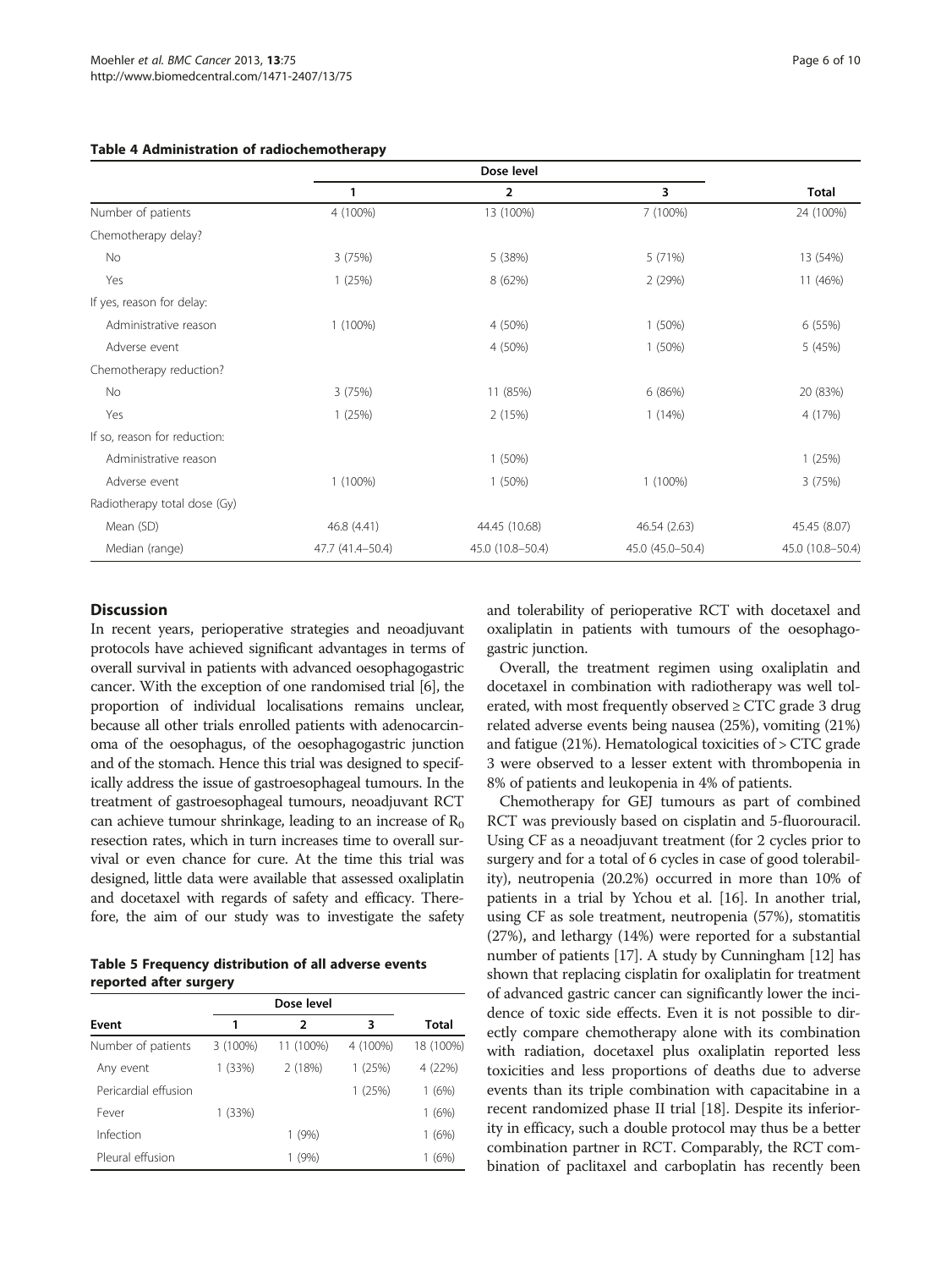**Table 4 Administration of radiochemotherapy**

| | Dose level | | | Total |
|---|---|---|---|---|
| | 1 | 2 | 3 | |
| Number of patients | 4 (100%) | 13 (100%) | 7 (100%) | 24 (100%) |
| Chemotherapy delay? | | | | |
| No | 3 (75%) | 5 (38%) | 5 (71%) | 13 (54%) |
| Yes | 1 (25%) | 8 (62%) | 2 (29%) | 11 (46%) |
| If yes, reason for delay: | | | | |
| Administrative reason | 1 (100%) | 4 (50%) | 1 (50%) | 6 (55%) |
| Adverse event | | 4 (50%) | 1 (50%) | 5 (45%) |
| Chemotherapy reduction? | | | | |
| No | 3 (75%) | 11 (85%) | 6 (86%) | 20 (83%) |
| Yes | 1 (25%) | 2 (15%) | 1 (14%) | 4 (17%) |
| If so, reason for reduction: | | | | |
| Administrative reason | | 1 (50%) | | 1 (25%) |
| Adverse event | 1 (100%) | 1 (50%) | 1 (100%) | 3 (75%) |
| Radiotherapy total dose (Gy) | | | | |
| Mean (SD) | 46.8 (4.41) | 44.45 (10.68) | 46.54 (2.63) | 45.45 (8.07) |
| Median (range) | 47.7 (41.4–50.4) | 45.0 (10.8–50.4) | 45.0 (45.0–50.4) | 45.0 (10.8–50.4) |

## Discussion

In recent years, perioperative strategies and neoadjuvant protocols have achieved significant advantages in terms of overall survival in patients with advanced oesophagogastric cancer. With the exception of one randomised trial [6], the proportion of individual localisations remains unclear, because all other trials enrolled patients with adenocarcinoma of the oesophagus, of the oesophagogastric junction and of the stomach. Hence this trial was designed to specifically address the issue of gastroesophageal tumours. In the treatment of gastroesophageal tumours, neoadjuvant RCT can achieve tumour shrinkage, leading to an increase of $R_0$ resection rates, which in turn increases time to overall survival or even chance for cure. At the time this trial was designed, little data were available that assessed oxaliplatin and docetaxel with regards of safety and efficacy. Therefore, the aim of our study was to investigate the safety and tolerability of perioperative RCT with docetaxel and oxaliplatin in patients with tumours of the oesophagogastric junction.

**Table 5 Frequency distribution of all adverse events reported after surgery**

| Event | Dose level | | | Total |
|---|---|---|---|---|
| | 1 | 2 | 3 | |
| Number of patients | 3 (100%) | 11 (100%) | 4 (100%) | 18 (100%) |
| Any event | 1 (33%) | 2 (18%) | 1 (25%) | 4 (22%) |
| Pericardial effusion | | | 1 (25%) | 1 (6%) |
| Fever | 1 (33%) | | | 1 (6%) |
| Infection | | 1 (9%) | | 1 (6%) |
| Pleural effusion | | 1 (9%) | | 1 (6%) |

Overall, the treatment regimen using oxaliplatin and docetaxel in combination with radiotherapy was well tolerated, with most frequently observed ≥ CTC grade 3 drug related adverse events being nausea (25%), vomiting (21%) and fatigue (21%). Hematological toxicities of > CTC grade 3 were observed to a lesser extent with thrombopenia in 8% of patients and leukopenia in 4% of patients.

Chemotherapy for GEJ tumours as part of combined RCT was previously based on cisplatin and 5-fluorouracil. Using CF as a neoadjuvant treatment (for 2 cycles prior to surgery and for a total of 6 cycles in case of good tolerability), neutropenia (20.2%) occurred in more than 10% of patients in a trial by Ychou et al. [16]. In another trial, using CF as sole treatment, neutropenia (57%), stomatitis (27%), and lethargy (14%) were reported for a substantial number of patients [17]. A study by Cunningham [12] has shown that replacing cisplatin for oxaliplatin for treatment of advanced gastric cancer can significantly lower the incidence of toxic side effects. Even it is not possible to directly compare chemotherapy alone with its combination with radiation, docetaxel plus oxaliplatin reported less toxicities and less proportions of deaths due to adverse events than its triple combination with capacitabine in a recent randomized phase II trial [18]. Despite its inferiority in efficacy, such a double protocol may thus be a better combination partner in RCT. Comparably, the RCT combination of paclitaxel and carboplatin has recently been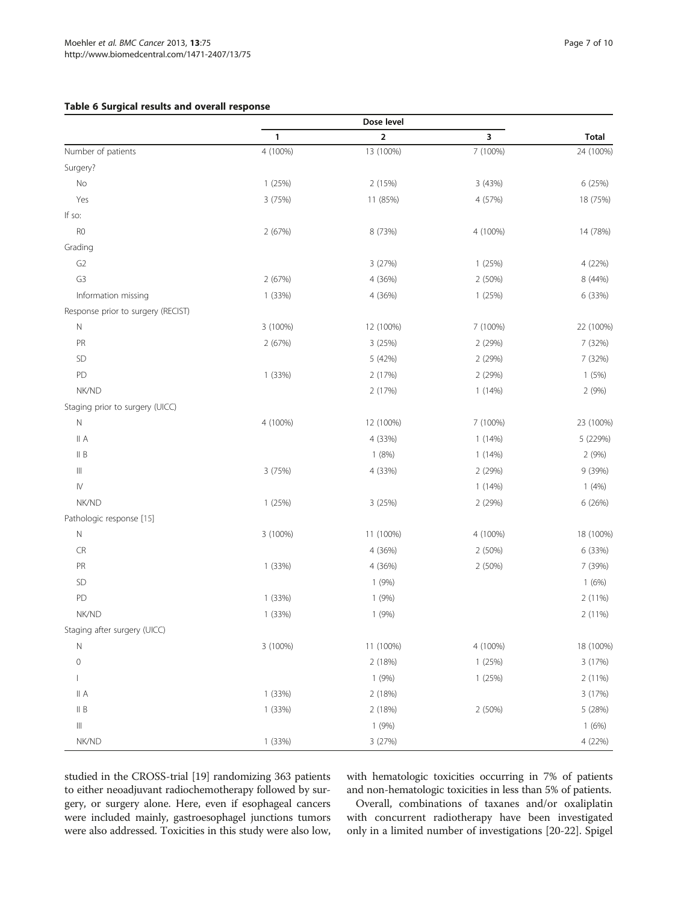**Table 6 Surgical results and overall response**

| | Dose level | | | |
|---|---|---|---|---|
| | 1 | 2 | 3 | Total |
| Number of patients | 4 (100%) | 13 (100%) | 7 (100%) | 24 (100%) |
| Surgery? | | | | |
| No | 1 (25%) | 2 (15%) | 3 (43%) | 6 (25%) |
| Yes | 3 (75%) | 11 (85%) | 4 (57%) | 18 (75%) |
| If so: | | | | |
| R0 | 2 (67%) | 8 (73%) | 4 (100%) | 14 (78%) |
| Grading | | | | |
| G2 | | 3 (27%) | 1 (25%) | 4 (22%) |
| G3 | 2 (67%) | 4 (36%) | 2 (50%) | 8 (44%) |
| Information missing | 1 (33%) | 4 (36%) | 1 (25%) | 6 (33%) |
| Response prior to surgery (RECIST) | | | | |
| N | 3 (100%) | 12 (100%) | 7 (100%) | 22 (100%) |
| PR | 2 (67%) | 3 (25%) | 2 (29%) | 7 (32%) |
| SD | | 5 (42%) | 2 (29%) | 7 (32%) |
| PD | 1 (33%) | 2 (17%) | 2 (29%) | 1 (5%) |
| NK/ND | | 2 (17%) | 1 (14%) | 2 (9%) |
| Staging prior to surgery (UICC) | | | | |
| N | 4 (100%) | 12 (100%) | 7 (100%) | 23 (100%) |
| II A | | 4 (33%) | 1 (14%) | 5 (229%) |
| II B | | 1 (8%) | 1 (14%) | 2 (9%) |
| III | 3 (75%) | 4 (33%) | 2 (29%) | 9 (39%) |
| IV | | | 1 (14%) | 1 (4%) |
| NK/ND | 1 (25%) | 3 (25%) | 2 (29%) | 6 (26%) |
| Pathologic response [15] | | | | |
| N | 3 (100%) | 11 (100%) | 4 (100%) | 18 (100%) |
| CR | | 4 (36%) | 2 (50%) | 6 (33%) |
| PR | 1 (33%) | 4 (36%) | 2 (50%) | 7 (39%) |
| SD | | 1 (9%) | | 1 (6%) |
| PD | 1 (33%) | 1 (9%) | | 2 (11%) |
| NK/ND | 1 (33%) | 1 (9%) | | 2 (11%) |
| Staging after surgery (UICC) | | | | |
| N | 3 (100%) | 11 (100%) | 4 (100%) | 18 (100%) |
| 0 | | 2 (18%) | 1 (25%) | 3 (17%) |
| I | | 1 (9%) | 1 (25%) | 2 (11%) |
| II A | 1 (33%) | 2 (18%) | | 3 (17%) |
| II B | 1 (33%) | 2 (18%) | 2 (50%) | 5 (28%) |
| III | | 1 (9%) | | 1 (6%) |
| NK/ND | 1 (33%) | 3 (27%) | | 4 (22%) |

studied in the CROSS-trial [19] randomizing 363 patients to either neoadjuvant radiochemotherapy followed by surgery, or surgery alone. Here, even if esophageal cancers were included mainly, gastroesophagel junctions tumors were also addressed. Toxicities in this study were also low, with hematologic toxicities occurring in 7% of patients and non-hematologic toxicities in less than 5% of patients.

Overall, combinations of taxanes and/or oxaliplatin with concurrent radiotherapy have been investigated only in a limited number of investigations [20-22]. Spigel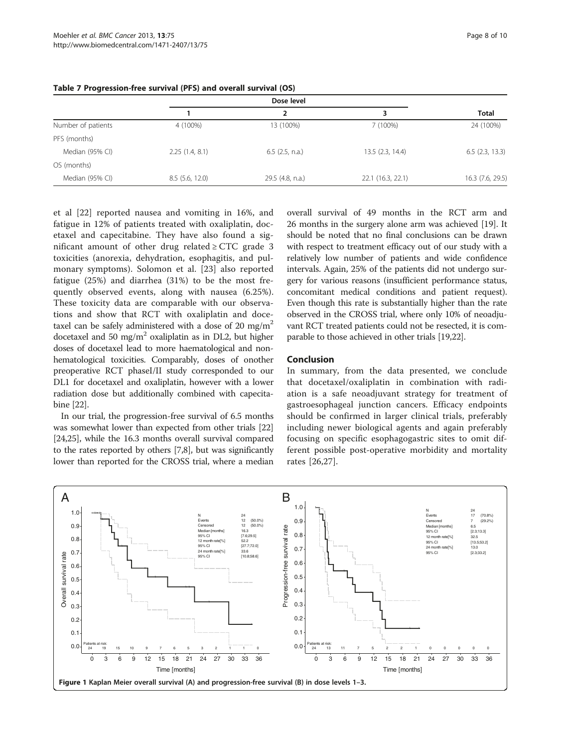**Table 7 Progression-free survival (PFS) and overall survival (OS)**

| | Dose level | | | |
|---|---|---|---|---|
| | 1 | 2 | 3 | Total |
| Number of patients | 4 (100%) | 13 (100%) | 7 (100%) | 24 (100%) |
| PFS (months) | | | | |
| Median (95% CI) | 2.25 (1.4, 8.1) | 6.5 (2.5, n.a.) | 13.5 (2.3, 14.4) | 6.5 (2.3, 13.3) |
| OS (months) | | | | |
| Median (95% CI) | 8.5 (5.6, 12.0) | 29.5 (4.8, n.a.) | 22.1 (16.3, 22.1) | 16.3 (7.6, 29.5) |

et al [22] reported nausea and vomiting in 16%, and fatigue in 12% of patients treated with oxaliplatin, docetaxel and capecitabine. They have also found a significant amount of other drug related ≥ CTC grade 3 toxicities (anorexia, dehydration, esophagitis, and pulmonary symptoms). Solomon et al. [23] also reported fatigue (25%) and diarrhea (31%) to be the most frequently observed events, along with nausea (6.25%). These toxicity data are comparable with our observations and show that RCT with oxaliplatin and docetaxel can be safely administered with a dose of 20 mg/m$^2$ docetaxel and 50 mg/m$^2$ oxaliplatin as in DL2, but higher doses of docetaxel lead to more haematological and non-hematological toxicities. Comparably, doses of onother preoperative RCT phaseI/II study corresponded to our DL1 for docetaxel and oxaliplatin, however with a lower radiation dose but additionally combined with capecitabine [22].

In our trial, the progression-free survival of 6.5 months was somewhat lower than expected from other trials [22] [24,25], while the 16.3 months overall survival compared to the rates reported by others [7,8], but was significantly lower than reported for the CROSS trial, where a median overall survival of 49 months in the RCT arm and 26 months in the surgery alone arm was achieved [19]. It should be noted that no final conclusions can be drawn with respect to treatment efficacy out of our study with a relatively low number of patients and wide confidence intervals. Again, 25% of the patients did not undergo surgery for various reasons (insufficient performance status, concomitant medical conditions and patient request). Even though this rate is substantially higher than the rate observed in the CROSS trial, where only 10% of neoadjuvant RCT treated patients could not be resected, it is comparable to those achieved in other trials [19,22].

## Conclusion

In summary, from the data presented, we conclude that docetaxel/oxaliplatin in combination with radiation is a safe neoadjuvant strategy for treatment of gastroesophageal junction cancers. Efficacy endpoints should be confirmed in larger clinical trials, preferably including newer biological agents and again preferably focusing on specific esophagogastric sites to omit different possible post-operative morbidity and mortality rates [26,27].

**Figure 1** Kaplan Meier overall survival (A) and progression-free survival (B) in dose levels 1–3.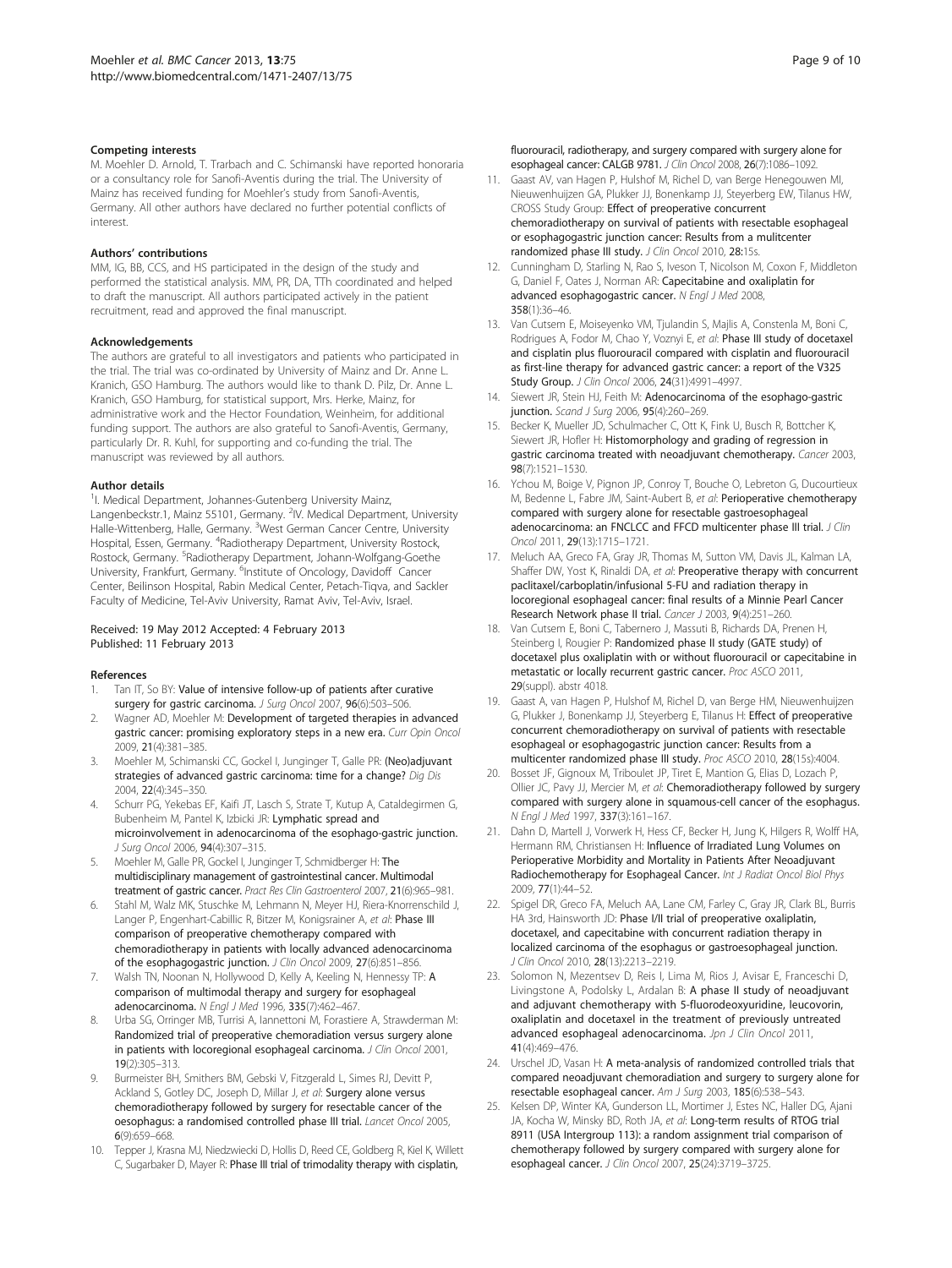#### Competing interests

M. Moehler D. Arnold, T. Trarbach and C. Schimanski have reported honoraria or a consultancy role for Sanofi-Aventis during the trial. The University of Mainz has received funding for Moehler's study from Sanofi-Aventis, Germany. All other authors have declared no further potential conflicts of interest.

#### Authors' contributions

MM, IG, BB, CCS, and HS participated in the design of the study and performed the statistical analysis. MM, PR, DA, TTh coordinated and helped to draft the manuscript. All authors participated actively in the patient recruitment, read and approved the final manuscript.

#### Acknowledgements

The authors are grateful to all investigators and patients who participated in the trial. The trial was co-ordinated by University of Mainz and Dr. Anne L. Kranich, GSO Hamburg. The authors would like to thank D. Pilz, Dr. Anne L. Kranich, GSO Hamburg, for statistical support, Mrs. Herke, Mainz, for administrative work and the Hector Foundation, Weinheim, for additional funding support. The authors are also grateful to Sanofi-Aventis, Germany, particularly Dr. R. Kuhl, for supporting and co-funding the trial. The manuscript was reviewed by all authors.

#### Author details

[1]I. Medical Department, Johannes-Gutenberg University Mainz, Langenbeckstr.1, Mainz 55101, Germany. [2]IV. Medical Department, University Halle-Wittenberg, Halle, Germany. [3]West German Cancer Centre, University Hospital, Essen, Germany. [4]Radiotherapy Department, University Rostock, Rostock, Germany. [5]Radiotherapy Department, Johann-Wolfgang-Goethe University, Frankfurt, Germany. [6]Institute of Oncology, Davidoff Cancer Center, Beilinson Hospital, Rabin Medical Center, Petach-Tiqva, and Sackler Faculty of Medicine, Tel-Aviv University, Ramat Aviv, Tel-Aviv, Israel.

Received: 19 May 2012 Accepted: 4 February 2013
Published: 11 February 2013

#### References

1. Tan IT, So BY: **Value of intensive follow-up of patients after curative surgery for gastric carcinoma.** *J Surg Oncol* 2007, **96**(6):503–506.
2. Wagner AD, Moehler M: **Development of targeted therapies in advanced gastric cancer: promising exploratory steps in a new era.** *Curr Opin Oncol* 2009, **21**(4):381–385.
3. Moehler M, Schimanski CC, Gockel I, Junginger T, Galle PR: **(Neo)adjuvant strategies of advanced gastric carcinoma: time for a change?** *Dig Dis* 2004, **22**(4):345–350.
4. Schurr PG, Yekebas EF, Kaifi JT, Lasch S, Strate T, Kutup A, Cataldegirmen G, Bubenheim M, Pantel K, Izbicki JR: **Lymphatic spread and microinvolvement in adenocarcinoma of the esophago-gastric junction.** *J Surg Oncol* 2006, **94**(4):307–315.
5. Moehler M, Galle PR, Gockel I, Junginger T, Schmidberger H: **The multidisciplinary management of gastrointestinal cancer. Multimodal treatment of gastric cancer.** *Pract Res Clin Gastroenterol* 2007, **21**(6):965–981.
6. Stahl M, Walz MK, Stuschke M, Lehmann N, Meyer HJ, Riera-Knorrenschild J, Langer P, Engenhart-Cabillic R, Bitzer M, Konigsrainer A, *et al*: **Phase III comparison of preoperative chemotherapy compared with chemoradiotherapy in patients with locally advanced adenocarcinoma of the esophagogastric junction.** *J Clin Oncol* 2009, **27**(6):851–856.
7. Walsh TN, Noonan N, Hollywood D, Kelly A, Keeling N, Hennessy TP: **A comparison of multimodal therapy and surgery for esophageal adenocarcinoma.** *N Engl J Med* 1996, **335**(7):462–467.
8. Urba SG, Orringer MB, Turrisi A, Iannettoni M, Forastiere A, Strawderman M: **Randomized trial of preoperative chemoradiation versus surgery alone in patients with locoregional esophageal carcinoma.** *J Clin Oncol* 2001, **19**(2):305–313.
9. Burmeister BH, Smithers BM, Gebski V, Fitzgerald L, Simes RJ, Devitt P, Ackland S, Gotley DC, Joseph D, Millar J, *et al*: **Surgery alone versus chemoradiotherapy followed by surgery for resectable cancer of the oesophagus: a randomised controlled phase III trial.** *Lancet Oncol* 2005, **6**(9):659–668.
10. Tepper J, Krasna MJ, Niedzwiecki D, Hollis D, Reed CE, Goldberg R, Kiel K, Willett C, Sugarbaker D, Mayer R: **Phase III trial of trimodality therapy with cisplatin, fluorouracil, radiotherapy, and surgery compared with surgery alone for esophageal cancer: CALGB 9781.** *J Clin Oncol* 2008, **26**(7):1086–1092.
11. Gaast AV, van Hagen P, Hulshof M, Richel D, van Berge Henegouwen MI, Nieuwenhuijzen GA, Plukker JJ, Bonenkamp JJ, Steyerberg EW, Tilanus HW, CROSS Study Group: **Effect of preoperative concurrent chemoradiotherapy on survival of patients with resectable esophageal or esophagogastric junction cancer: Results from a mulitcenter randomized phase III study.** *J Clin Oncol* 2010, **28**:15s.
12. Cunningham D, Starling N, Rao S, Iveson T, Nicolson M, Coxon F, Middleton G, Daniel F, Oates J, Norman AR: **Capecitabine and oxaliplatin for advanced esophagogastric cancer.** *N Engl J Med* 2008, **358**(1):36–46.
13. Van Cutsem E, Moiseyenko VM, Tjulandin S, Majlis A, Constenla M, Boni C, Rodrigues A, Fodor M, Chao Y, Voznyi E, *et al*: **Phase III study of docetaxel and cisplatin plus fluorouracil compared with cisplatin and fluorouracil as first-line therapy for advanced gastric cancer: a report of the V325 Study Group.** *J Clin Oncol* 2006, **24**(31):4991–4997.
14. Siewert JR, Stein HJ, Feith M: **Adenocarcinoma of the esophago-gastric junction.** *Scand J Surg* 2006, **95**(4):260–269.
15. Becker K, Mueller JD, Schulmacher C, Ott K, Fink U, Busch R, Bottcher K, Siewert JR, Hofler H: **Histomorphology and grading of regression in gastric carcinoma treated with neoadjuvant chemotherapy.** *Cancer* 2003, **98**(7):1521–1530.
16. Ychou M, Boige V, Pignon JP, Conroy T, Bouche O, Lebreton G, Ducourtieux M, Bedenne L, Fabre JM, Saint-Aubert B, *et al*: **Perioperative chemotherapy compared with surgery alone for resectable gastroesophageal adenocarcinoma: an FNCLCC and FFCD multicenter phase III trial.** *J Clin Oncol* 2011, **29**(13):1715–1721.
17. Meluch AA, Greco FA, Gray JR, Thomas M, Sutton VM, Davis JL, Kalman LA, Shaffer DW, Yost K, Rinaldi DA, *et al*: **Preoperative therapy with concurrent paclitaxel/carboplatin/infusional 5-FU and radiation therapy in locoregional esophageal cancer: final results of a Minnie Pearl Cancer Research Network phase II trial.** *Cancer J* 2003, **9**(4):251–260.
18. Van Cutsem E, Boni C, Tabernero J, Massuti B, Richards DA, Prenen H, Steinberg I, Rougier P: **Randomized phase II study (GATE study) of docetaxel plus oxaliplatin with or without fluorouracil or capecitabine in metastatic or locally recurrent gastric cancer.** *Proc ASCO* 2011, **29**(suppl). abstr 4018.
19. Gaast A, van Hagen P, Hulshof M, Richel D, van Berge HM, Nieuwenhuijzen G, Plukker J, Bonenkamp JJ, Steyerberg E, Tilanus H: **Effect of preoperative concurrent chemoradiotherapy on survival of patients with resectable esophageal or esophagogastric junction cancer: Results from a multicenter randomized phase III study.** *Proc ASCO* 2010, **28**(15s):4004.
20. Bosset JF, Gignoux M, Triboulet JP, Tiret E, Mantion G, Elias D, Lozach P, Ollier JC, Pavy JJ, Mercier M, *et al*: **Chemoradiotherapy followed by surgery compared with surgery alone in squamous-cell cancer of the esophagus.** *N Engl J Med* 1997, **337**(3):161–167.
21. Dahn D, Martell J, Vorwerk H, Hess CF, Becker H, Jung K, Hilgers R, Wolff HA, Hermann RM, Christiansen H: **Influence of Irradiated Lung Volumes on Perioperative Morbidity and Mortality in Patients After Neoadjuvant Radiochemotherapy for Esophageal Cancer.** *Int J Radiat Oncol Biol Phys* 2009, **77**(1):44–52.
22. Spigel DR, Greco FA, Meluch AA, Lane CM, Farley C, Gray JR, Clark BL, Burris HA 3rd, Hainsworth JD: **Phase I/II trial of preoperative oxaliplatin, docetaxel, and capecitabine with concurrent radiation therapy in localized carcinoma of the esophagus or gastroesophageal junction.** *J Clin Oncol* 2010, **28**(13):2213–2219.
23. Solomon N, Mezentsev D, Reis I, Lima M, Rios J, Avisar E, Franceschi D, Livingstone A, Podolsky L, Ardalan B: **A phase II study of neoadjuvant and adjuvant chemotherapy with 5-fluorodeoxyuridine, leucovorin, oxaliplatin and docetaxel in the treatment of previously untreated advanced esophageal adenocarcinoma.** *Jpn J Clin Oncol* 2011, **41**(4):469–476.
24. Urschel JD, Vasan H: **A meta-analysis of randomized controlled trials that compared neoadjuvant chemoradiation and surgery to surgery alone for resectable esophageal cancer.** *Am J Surg* 2003, **185**(6):538–543.
25. Kelsen DP, Winter KA, Gunderson LL, Mortimer J, Estes NC, Haller DG, Ajani JA, Kocha W, Minsky BD, Roth JA, *et al*: **Long-term results of RTOG trial 8911 (USA Intergroup 113): a random assignment trial comparison of chemotherapy followed by surgery compared with surgery alone for esophageal cancer.** *J Clin Oncol* 2007, **25**(24):3719–3725.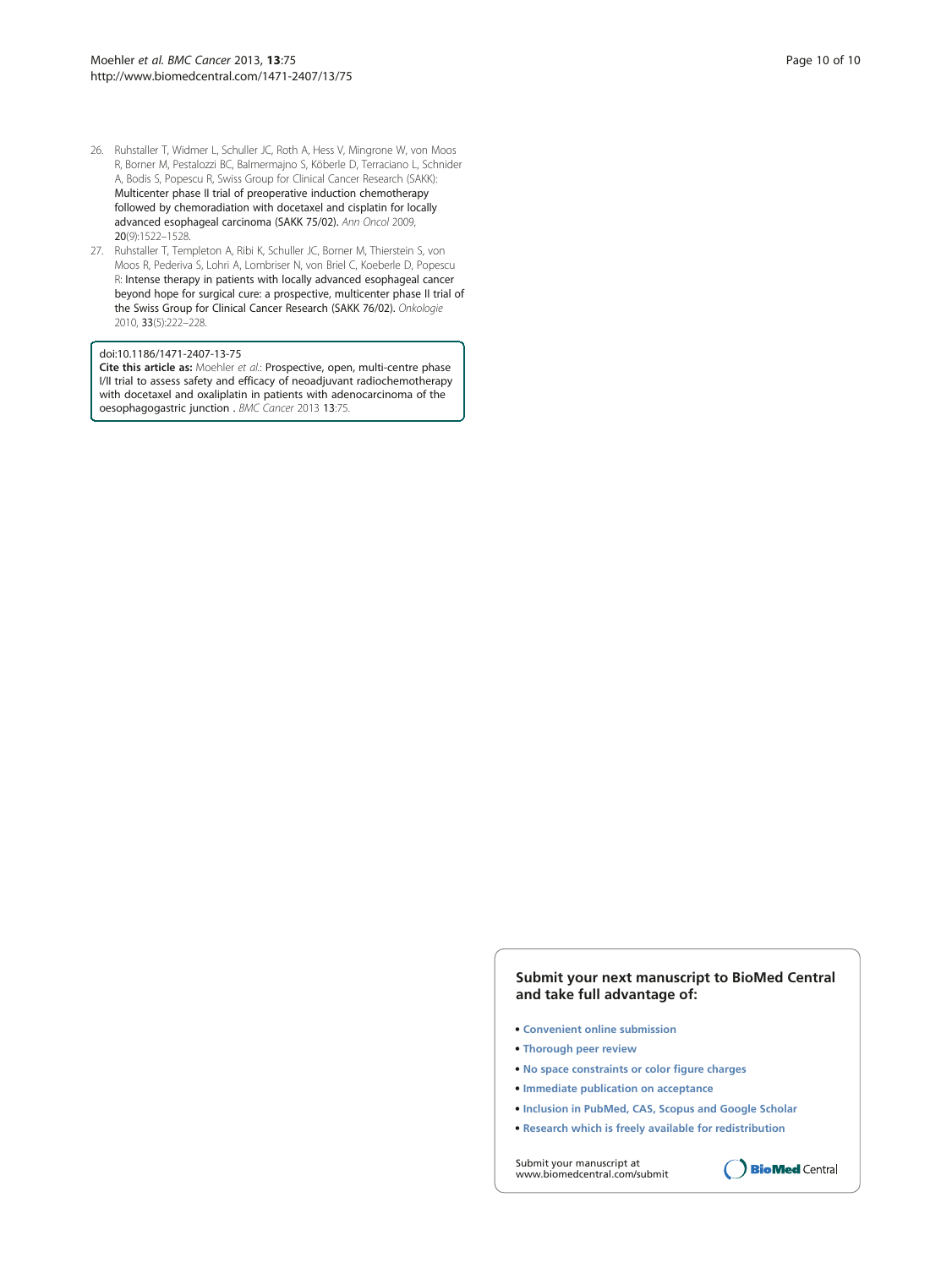26. Ruhstaller T, Widmer L, Schuller JC, Roth A, Hess V, Mingrone W, von Moos R, Borner M, Pestalozzi BC, Balmermajno S, Köberle D, Terraciano L, Schnider A, Bodis S, Popescu R, Swiss Group for Clinical Cancer Research (SAKK): **Multicenter phase II trial of preoperative induction chemotherapy followed by chemoradiation with docetaxel and cisplatin for locally advanced esophageal carcinoma (SAKK 75/02).** *Ann Oncol* 2009, **20**(9):1522–1528.
27. Ruhstaller T, Templeton A, Ribi K, Schuller JC, Borner M, Thierstein S, von Moos R, Pederiva S, Lohri A, Lombriser N, von Briel C, Koeberle D, Popescu R: **Intense therapy in patients with locally advanced esophageal cancer beyond hope for surgical cure: a prospective, multicenter phase II trial of the Swiss Group for Clinical Cancer Research (SAKK 76/02).** *Onkologie* 2010, **33**(5):222–228.

doi:10.1186/1471-2407-13-75
**Cite this article as:** Moehler *et al.*: Prospective, open, multi-centre phase I/II trial to assess safety and efficacy of neoadjuvant radiochemotherapy with docetaxel and oxaliplatin in patients with adenocarcinoma of the oesophagogastric junction . *BMC Cancer* 2013 **13**:75.

**Submit your next manuscript to BioMed Central and take full advantage of:**

- **Convenient online submission**
- **Thorough peer review**
- **No space constraints or color figure charges**
- **Immediate publication on acceptance**
- **Inclusion in PubMed, CAS, Scopus and Google Scholar**
- **Research which is freely available for redistribution**

Submit your manuscript at www.biomedcentral.com/submit

BioMed Central